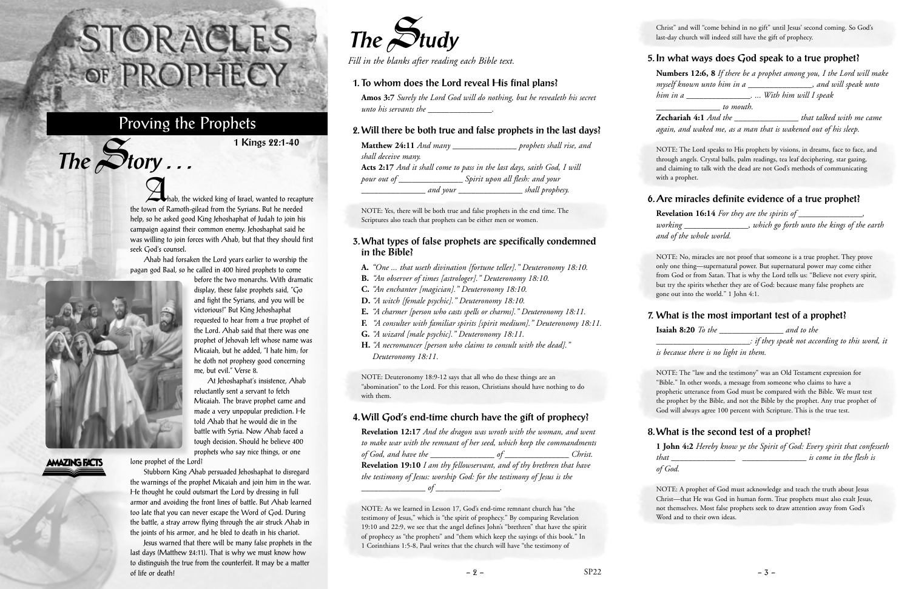# STORACLES OF PROPHECY

## Proving the Prophets

**1 Kings 22:1-40**

## The Story . . .

Ahab, the wicked king of Israel, wanted to recapture the town of Ramoth-gilead from the Syrians. But he needed help, so he asked good King Jehoshaphat of Judah to join his campaign against their common enemy. Jehoshaphat said he was willing to join forces with Ahab, but that they should first seek God's counsel.

Ahab had forsaken the Lord years earlier to worship the pagan god Baal, so he called in 400 hired prophets to come before the two monarchs. With dramatic display, these false prophets said, "Go and fight the Syrians, and you will be victorious!" But King Jehoshaphat requested to hear from a true prophet of the Lord. Ahab said that there was one prophet of Jehovah left whose name was Micaiah, but he added, "I hate him; for he doth not prophesy good concerning me, but evil." Verse 8.

At Jehoshaphat's insistence, Ahab reluctantly sent a servant to fetch Micaiah. The brave prophet came and made a very unpopular prediction. He told Ahab that he would die in the battle with Syria. Now Ahab faced a tough decision. Should he believe 400 prophets who say nice things, or one lone prophet of the Lord!

Stubborn King Ahab persuaded Jehoshaphat to disregard the warnings of the prophet Micaiah and join him in the war. He thought he could outsmart the Lord by dressing in full armor and avoiding the front lines of battle. But Ahab learned too late that you can never escape the Word of God. During the battle, a stray arrow flying through the air struck Ahab in the joints of his armor, and he bled to death in his chariot.

Jesus warned that there will be many false prophets in the last days (Matthew 24:11). That is why we must know how to distinguish the true from the counterfeit. It may be a matter of life or death!

AMAZING FACTS

## The Study

*Fill in the blanks after reading each Bible text.*

### 1. To whom does the Lord reveal His final plans?

**Amos 3:7** *Surely the Lord God will do nothing, but he revealeth his secret unto his servants the \_\_\_\_\_\_\_\_\_\_\_\_\_\_.*

### 2. Will there be both true and false prophets in the last days?

**Matthew 24:11** *And many \_\_\_\_\_\_\_\_\_\_\_\_\_\_ prophets shall rise, and shall deceive many.*

**Acts 2:17** *And it shall come to pass in the last days, saith God, I will pour out of \_\_\_\_\_\_\_\_\_\_\_\_\_\_ Spirit upon all flesh: and your \_\_\_\_\_\_\_\_\_\_\_\_\_\_ and your \_\_\_\_\_\_\_\_\_\_\_\_\_\_ shall prophesy.*

NOTE: Yes, there will be both true and false prophets in the end time. The Scriptures also teach that prophets can be either men or women.

### 3. What types of false prophets are specifically condemned in the Bible?

**A.** *"One ... that useth divination [fortune teller]." Deuteronomy 18:10.*
**B.** *"An observer of times [astrologer]." Deuteronomy 18:10.*
**C.** *"An enchanter [magician]." Deuteronomy 18:10.*
**D.** *"A witch [female psychic]." Deuteronomy 18:10.*
**E.** *"A charmer [person who casts spells or charms]." Deuteronomy 18:11.*
**F.** *"A consulter with familiar spirits [spirit medium]." Deuteronomy 18:11.*
**G.** *"A wizard [male psychic]." Deuteronomy 18:11.*
**H.** *"A necromancer [person who claims to consult with the dead]." Deuteronomy 18:11.*

NOTE: Deuteronomy 18:9-12 says that all who do these things are an "abomination" to the Lord. For this reason, Christians should have nothing to do with them.

### 4. Will God's end-time church have the gift of prophecy?

**Revelation 12:17** *And the dragon was wroth with the woman, and went to make war with the remnant of her seed, which keep the commandments of God, and have the \_\_\_\_\_\_\_\_\_\_\_\_\_\_ of \_\_\_\_\_\_\_\_\_\_\_\_\_\_ Christ.*

**Revelation 19:10** *I am thy fellowservant, and of thy brethren that have the testimony of Jesus: worship God: for the testimony of Jesus is the \_\_\_\_\_\_\_\_\_\_\_\_\_\_ of \_\_\_\_\_\_\_\_\_\_\_\_\_\_.*

NOTE: As we learned in Lesson 17, God's end-time remnant church has "the testimony of Jesus," which is "the spirit of prophecy." By comparing Revelation 19:10 and 22:9, we see that the angel defines John's "brethren" that have the spirit of prophecy as "the prophets" and "them which keep the sayings of this book." In 1 Corinthians 1:5-8, Paul writes that the church will have "the testimony of Christ" and will "come behind in no gift" until Jesus' second coming. So God's last-day church will indeed still have the gift of prophecy.

### 5. In what ways does God speak to a true prophet?

**Numbers 12:6, 8** *If there be a prophet among you, I the Lord will make myself known unto him in a \_\_\_\_\_\_\_\_\_\_\_\_\_\_, and will speak unto him in a \_\_\_\_\_\_\_\_\_\_\_\_\_\_. ... With him will I speak \_\_\_\_\_\_\_\_\_\_\_\_\_\_ to mouth.*

**Zechariah 4:1** *And the \_\_\_\_\_\_\_\_\_\_\_\_\_\_ that talked with me came again, and waked me, as a man that is wakened out of his sleep.*

NOTE: The Lord speaks to His prophets by visions, in dreams, face to face, and through angels. Crystal balls, palm readings, tea leaf deciphering, star gazing, and claiming to talk with the dead are not God's methods of communicating with a prophet.

### 6. Are miracles definite evidence of a true prophet?

**Revelation 16:14** *For they are the spirits of \_\_\_\_\_\_\_\_\_\_\_\_\_\_, working \_\_\_\_\_\_\_\_\_\_\_\_\_\_, which go forth unto the kings of the earth and of the whole world.*

NOTE: No, miracles are not proof that someone is a true prophet. They prove only one thing—supernatural power. But supernatural power may come either from God or from Satan. That is why the Lord tells us: "Believe not every spirit, but try the spirits whether they are of God: because many false prophets are gone out into the world." 1 John 4:1.

### 7. What is the most important test of a prophet?

**Isaiah 8:20** *To the \_\_\_\_\_\_\_\_\_\_\_\_\_\_ and to the \_\_\_\_\_\_\_\_\_\_\_\_\_\_: if they speak not according to this word, it is because there is no light in them.*

NOTE: The "law and the testimony" was an Old Testament expression for "Bible." In other words, a message from someone who claims to have a prophetic utterance from God must be compared with the Bible. We must test the prophet by the Bible, and not the Bible by the prophet. Any true prophet of God will always agree 100 percent with Scripture. This is the true test.

### 8. What is the second test of a prophet?

**1 John 4:2** *Hereby know ye the Spirit of God: Every spirit that confesseth that \_\_\_\_\_\_\_\_\_\_\_\_\_\_ \_\_\_\_\_\_\_\_\_\_\_\_\_\_ is come in the flesh is of God.*

NOTE: A prophet of God must acknowledge and teach the truth about Jesus Christ—that He was God in human form. True prophets must also exalt Jesus, not themselves. Most false prophets seek to draw attention away from God's Word and to their own ideas.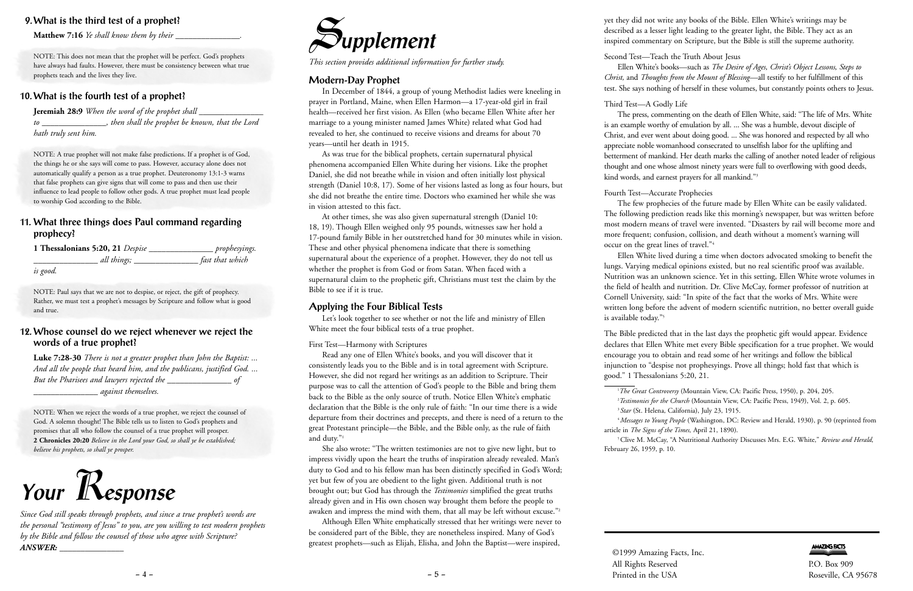## 9. What is the third test of a prophet?

**Matthew 7:16** *Ye shall know them by their* _______________.

NOTE: This does not mean that the prophet will be perfect. God's prophets have always had faults. However, there must be consistency between what true prophets teach and the lives they live.

## 10. What is the fourth test of a prophet?

**Jeremiah 28:9** *When the word of the prophet shall* _______________ *to* _______________*, then shall the prophet be known, that the Lord hath truly sent him.*

NOTE: A true prophet will not make false predictions. If a prophet is of God, the things he or she says will come to pass. However, accuracy alone does not automatically qualify a person as a true prophet. Deuteronomy 13:1-3 warns that false prophets can give signs that will come to pass and then use their influence to lead people to follow other gods. A true prophet must lead people to worship God according to the Bible.

## 11. What three things does Paul command regarding prophecy?

**1 Thessalonians 5:20, 21** *Despise* _______________ *prophesyings.* _______________ *all things;* _______________ *fast that which is good.*

NOTE: Paul says that we are not to despise, or reject, the gift of prophecy. Rather, we must test a prophet's messages by Scripture and follow what is good and true.

## 12. Whose counsel do we reject whenever we reject the words of a true prophet?

**Luke 7:28-30** *There is not a greater prophet than John the Baptist: ... And all the people that heard him, and the publicans, justified God. ... But the Pharisees and lawyers rejected the* _______________ *of* _______________ *against themselves.*

NOTE: When we reject the words of a true prophet, we reject the counsel of God. A solemn thought! The Bible tells us to listen to God's prophets and promises that all who follow the counsel of a true prophet will prosper. **2 Chronicles 20:20** *Believe in the Lord your God, so shall ye be established; believe his prophets, so shall ye prosper.*

# Your Response

*Since God still speaks through prophets, and since a true prophet's words are the personal "testimony of Jesus" to you, are you willing to test modern prophets by the Bible and follow the counsel of those who agree with Scripture?*
***ANSWER:*** _______________

# Supplement

*This section provides additional information for further study.*

## Modern-Day Prophet

In December of 1844, a group of young Methodist ladies were kneeling in prayer in Portland, Maine, when Ellen Harmon—a 17-year-old girl in frail health—received her first vision. As Ellen (who became Ellen White after her marriage to a young minister named James White) related what God had revealed to her, she continued to receive visions and dreams for about 70 years—until her death in 1915.

As was true for the biblical prophets, certain supernatural physical phenomena accompanied Ellen White during her visions. Like the prophet Daniel, she did not breathe while in vision and often initially lost physical strength (Daniel 10:8, 17). Some of her visions lasted as long as four hours, but she did not breathe the entire time. Doctors who examined her while she was in vision attested to this fact.

At other times, she was also given supernatural strength (Daniel 10: 18, 19). Though Ellen weighed only 95 pounds, witnesses saw her hold a 17-pound family Bible in her outstretched hand for 30 minutes while in vision. These and other physical phenomena indicate that there is something supernatural about the experience of a prophet. However, they do not tell us whether the prophet is from God or from Satan. When faced with a supernatural claim to the prophetic gift, Christians must test the claim by the Bible to see if it is true.

## Applying the Four Biblical Tests

Let's look together to see whether or not the life and ministry of Ellen White meet the four biblical tests of a true prophet.

First Test—Harmony with Scriptures

Read any one of Ellen White's books, and you will discover that it consistently leads you to the Bible and is in total agreement with Scripture. However, she did not regard her writings as an addition to Scripture. Their purpose was to call the attention of God's people to the Bible and bring them back to the Bible as the only source of truth. Notice Ellen White's emphatic declaration that the Bible is the only rule of faith: "In our time there is a wide departure from their doctrines and precepts, and there is need of a return to the great Protestant principle—the Bible, and the Bible only, as the rule of faith and duty."[1]

She also wrote: "The written testimonies are not to give new light, but to impress vividly upon the heart the truths of inspiration already revealed. Man's duty to God and to his fellow man has been distinctly specified in God's Word; yet but few of you are obedient to the light given. Additional truth is not brought out; but God has through the *Testimonies* simplified the great truths already given and in His own chosen way brought them before the people to awaken and impress the mind with them, that all may be left without excuse."[2]

Although Ellen White emphatically stressed that her writings were never to be considered part of the Bible, they are nonetheless inspired. Many of God's greatest prophets—such as Elijah, Elisha, and John the Baptist—were inspired, yet they did not write any books of the Bible. Ellen White's writings may be described as a lesser light leading to the greater light, the Bible. They act as an inspired commentary on Scripture, but the Bible is still the supreme authority.

Second Test—Teach the Truth About Jesus

Ellen White's books—such as *The Desire of Ages, Christ's Object Lessons, Steps to Christ,* and *Thoughts from the Mount of Blessing*—all testify to her fulfillment of this test. She says nothing of herself in these volumes, but constantly points others to Jesus.

Third Test—A Godly Life

The press, commenting on the death of Ellen White, said: "The life of Mrs. White is an example worthy of emulation by all. ... She was a humble, devout disciple of Christ, and ever went about doing good. ... She was honored and respected by all who appreciate noble womanhood consecrated to unselfish labor for the uplifting and betterment of mankind. Her death marks the calling of another noted leader of religious thought and one whose almost ninety years were full to overflowing with good deeds, kind words, and earnest prayers for all mankind."[3]

Fourth Test—Accurate Prophecies

The few prophecies of the future made by Ellen White can be easily validated. The following prediction reads like this morning's newspaper, but was written before most modern means of travel were invented. "Disasters by rail will become more and more frequent; confusion, collision, and death without a moment's warning will occur on the great lines of travel."[4]

Ellen White lived during a time when doctors advocated smoking to benefit the lungs. Varying medical opinions existed, but no real scientific proof was available. Nutrition was an unknown science. Yet in this setting, Ellen White wrote volumes in the field of health and nutrition. Dr. Clive McCay, former professor of nutrition at Cornell University, said: "In spite of the fact that the works of Mrs. White were written long before the advent of modern scientific nutrition, no better overall guide is available today."[5]

The Bible predicted that in the last days the prophetic gift would appear. Evidence declares that Ellen White met every Bible specification for a true prophet. We would encourage you to obtain and read some of her writings and follow the biblical injunction to "despise not prophesyings. Prove all things; hold fast that which is good." 1 Thessalonians 5:20, 21.

[1] *The Great Controversy* (Mountain View, CA: Pacific Press, 1950), p. 204, 205.
[2] *Testimonies for the Church* (Mountain View, CA: Pacific Press, 1949), Vol. 2, p. 605.
[3] *Star* (St. Helena, California), July 23, 1915.
[4] *Messages to Young People* (Washington, DC: Review and Herald, 1930), p. 90 (reprinted from article in *The Signs of the Times,* April 21, 1890).
[5] Clive M. McCay, "A Nutritional Authority Discusses Mrs. E.G. White," *Review and Herald,* February 26, 1959, p. 10.

©1999 Amazing Facts, Inc.
All Rights Reserved
Printed in the USA

AMAZING FACTS
P.O. Box 909
Roseville, CA 95678